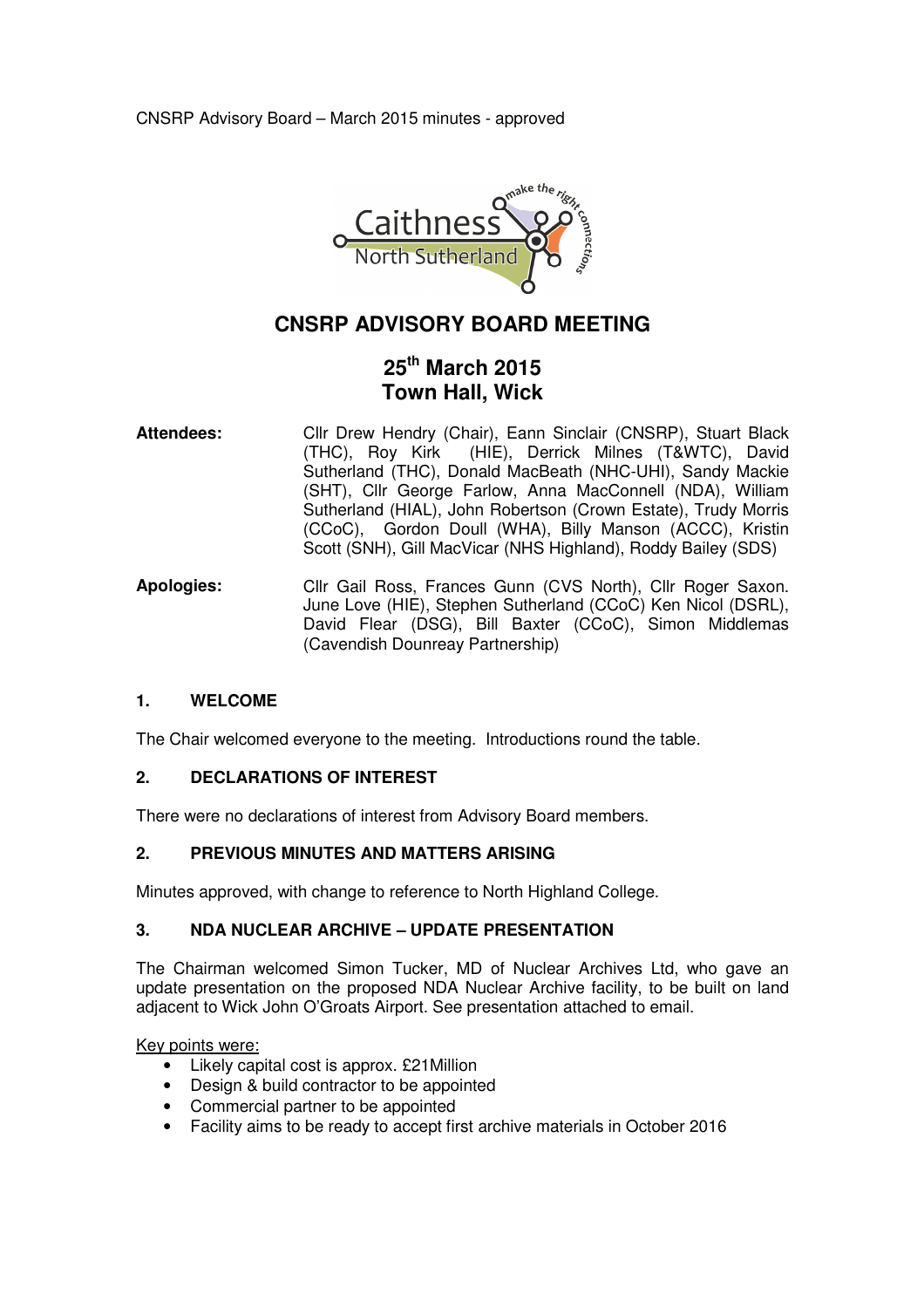CNSRP Advisory Board – March 2015 minutes - approved

# CNSRP ADVISORY BOARD MEETING

## 25th March 2015
## Town Hall, Wick

**Attendees:** Cllr Drew Hendry (Chair), Eann Sinclair (CNSRP), Stuart Black (THC), Roy Kirk (HIE), Derrick Milnes (T&WTC), David Sutherland (THC), Donald MacBeath (NHC-UHI), Sandy Mackie (SHT), Cllr George Farlow, Anna MacConnell (NDA), William Sutherland (HIAL), John Robertson (Crown Estate), Trudy Morris (CCoC), Gordon Doull (WHA), Billy Manson (ACCC), Kristin Scott (SNH), Gill MacVicar (NHS Highland), Roddy Bailey (SDS)

**Apologies:** Cllr Gail Ross, Frances Gunn (CVS North), Cllr Roger Saxon. June Love (HIE), Stephen Sutherland (CCoC) Ken Nicol (DSRL), David Flear (DSG), Bill Baxter (CCoC), Simon Middlemas (Cavendish Dounreay Partnership)

### 1. WELCOME

The Chair welcomed everyone to the meeting. Introductions round the table.

### 2. DECLARATIONS OF INTEREST

There were no declarations of interest from Advisory Board members.

### 2. PREVIOUS MINUTES AND MATTERS ARISING

Minutes approved, with change to reference to North Highland College.

### 3. NDA NUCLEAR ARCHIVE – UPDATE PRESENTATION

The Chairman welcomed Simon Tucker, MD of Nuclear Archives Ltd, who gave an update presentation on the proposed NDA Nuclear Archive facility, to be built on land adjacent to Wick John O'Groats Airport. See presentation attached to email.

Key points were:

- Likely capital cost is approx. £21Million
- Design & build contractor to be appointed
- Commercial partner to be appointed
- Facility aims to be ready to accept first archive materials in October 2016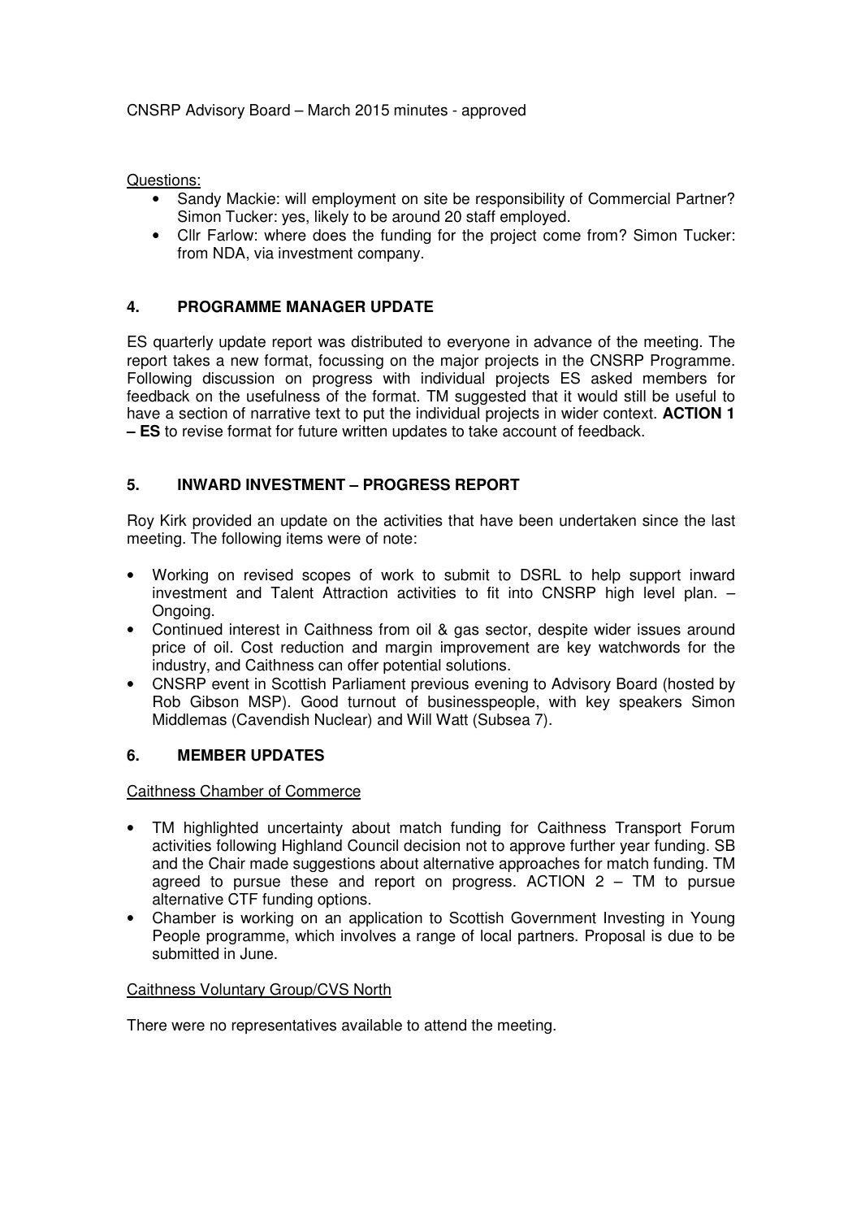Questions:

- Sandy Mackie: will employment on site be responsibility of Commercial Partner? Simon Tucker: yes, likely to be around 20 staff employed.
- Cllr Farlow: where does the funding for the project come from? Simon Tucker: from NDA, via investment company.

## 4. PROGRAMME MANAGER UPDATE

ES quarterly update report was distributed to everyone in advance of the meeting. The report takes a new format, focussing on the major projects in the CNSRP Programme. Following discussion on progress with individual projects ES asked members for feedback on the usefulness of the format. TM suggested that it would still be useful to have a section of narrative text to put the individual projects in wider context. **ACTION 1 – ES** to revise format for future written updates to take account of feedback.

## 5. INWARD INVESTMENT – PROGRESS REPORT

Roy Kirk provided an update on the activities that have been undertaken since the last meeting. The following items were of note:

- Working on revised scopes of work to submit to DSRL to help support inward investment and Talent Attraction activities to fit into CNSRP high level plan. – Ongoing.
- Continued interest in Caithness from oil & gas sector, despite wider issues around price of oil. Cost reduction and margin improvement are key watchwords for the industry, and Caithness can offer potential solutions.
- CNSRP event in Scottish Parliament previous evening to Advisory Board (hosted by Rob Gibson MSP). Good turnout of businesspeople, with key speakers Simon Middlemas (Cavendish Nuclear) and Will Watt (Subsea 7).

## 6. MEMBER UPDATES

Caithness Chamber of Commerce

- TM highlighted uncertainty about match funding for Caithness Transport Forum activities following Highland Council decision not to approve further year funding. SB and the Chair made suggestions about alternative approaches for match funding. TM agreed to pursue these and report on progress. ACTION 2 – TM to pursue alternative CTF funding options.
- Chamber is working on an application to Scottish Government Investing in Young People programme, which involves a range of local partners. Proposal is due to be submitted in June.

Caithness Voluntary Group/CVS North

There were no representatives available to attend the meeting.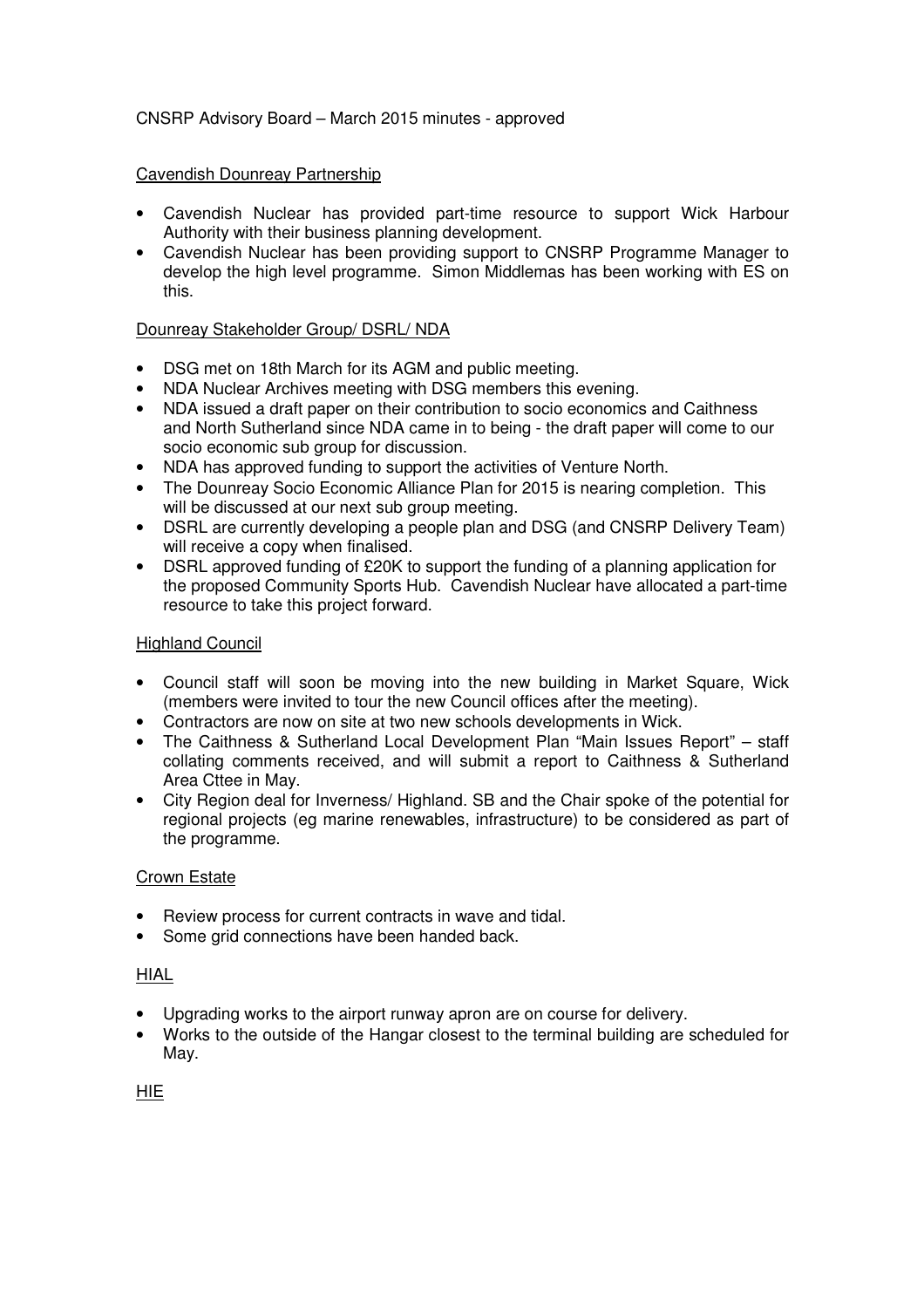CNSRP Advisory Board – March 2015 minutes - approved

Cavendish Dounreay Partnership

- Cavendish Nuclear has provided part-time resource to support Wick Harbour Authority with their business planning development.
- Cavendish Nuclear has been providing support to CNSRP Programme Manager to develop the high level programme. Simon Middlemas has been working with ES on this.

Dounreay Stakeholder Group/ DSRL/ NDA

- DSG met on 18th March for its AGM and public meeting.
- NDA Nuclear Archives meeting with DSG members this evening.
- NDA issued a draft paper on their contribution to socio economics and Caithness and North Sutherland since NDA came in to being - the draft paper will come to our socio economic sub group for discussion.
- NDA has approved funding to support the activities of Venture North.
- The Dounreay Socio Economic Alliance Plan for 2015 is nearing completion. This will be discussed at our next sub group meeting.
- DSRL are currently developing a people plan and DSG (and CNSRP Delivery Team) will receive a copy when finalised.
- DSRL approved funding of £20K to support the funding of a planning application for the proposed Community Sports Hub. Cavendish Nuclear have allocated a part-time resource to take this project forward.

Highland Council

- Council staff will soon be moving into the new building in Market Square, Wick (members were invited to tour the new Council offices after the meeting).
- Contractors are now on site at two new schools developments in Wick.
- The Caithness & Sutherland Local Development Plan "Main Issues Report" – staff collating comments received, and will submit a report to Caithness & Sutherland Area Cttee in May.
- City Region deal for Inverness/ Highland. SB and the Chair spoke of the potential for regional projects (eg marine renewables, infrastructure) to be considered as part of the programme.

Crown Estate

- Review process for current contracts in wave and tidal.
- Some grid connections have been handed back.

HIAL

- Upgrading works to the airport runway apron are on course for delivery.
- Works to the outside of the Hangar closest to the terminal building are scheduled for May.

HIE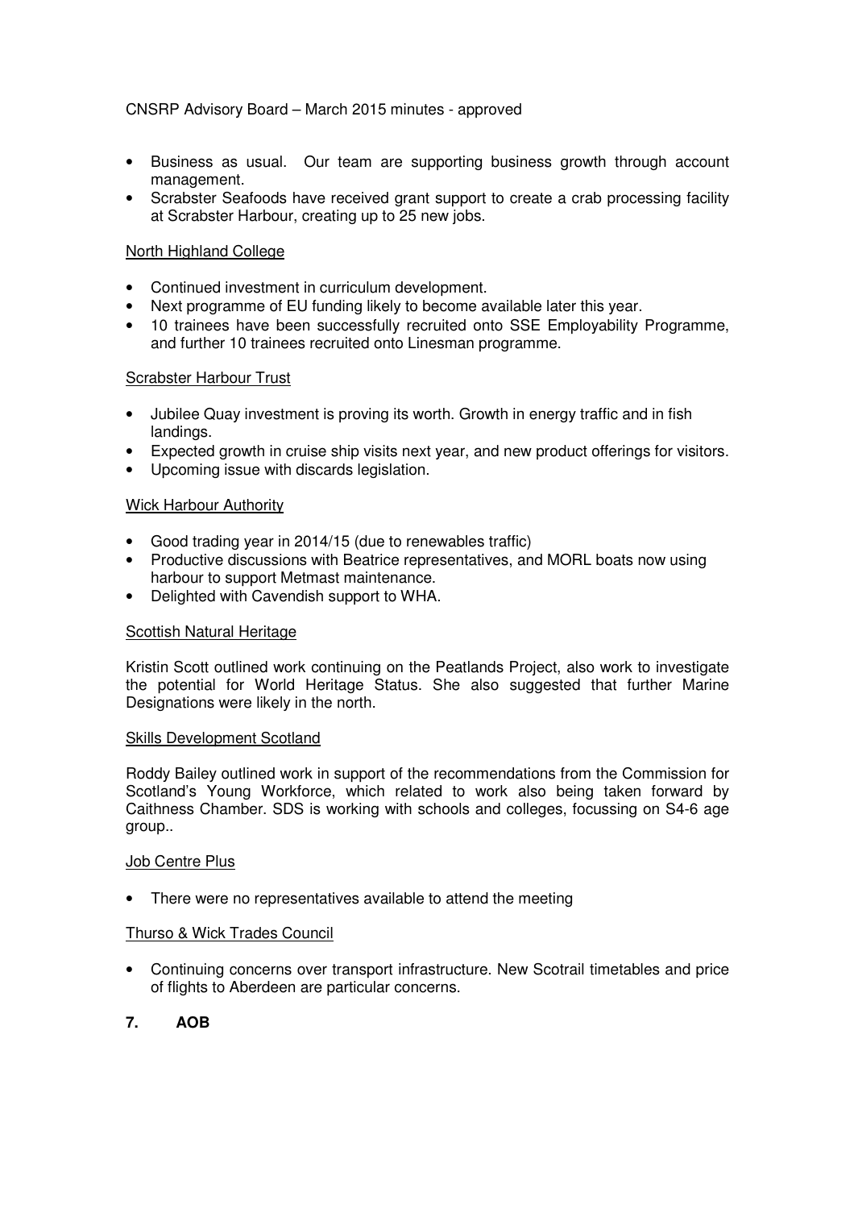- Business as usual. Our team are supporting business growth through account management.
- Scrabster Seafoods have received grant support to create a crab processing facility at Scrabster Harbour, creating up to 25 new jobs.

North Highland College

- Continued investment in curriculum development.
- Next programme of EU funding likely to become available later this year.
- 10 trainees have been successfully recruited onto SSE Employability Programme, and further 10 trainees recruited onto Linesman programme.

Scrabster Harbour Trust

- Jubilee Quay investment is proving its worth. Growth in energy traffic and in fish landings.
- Expected growth in cruise ship visits next year, and new product offerings for visitors.
- Upcoming issue with discards legislation.

Wick Harbour Authority

- Good trading year in 2014/15 (due to renewables traffic)
- Productive discussions with Beatrice representatives, and MORL boats now using harbour to support Metmast maintenance.
- Delighted with Cavendish support to WHA.

Scottish Natural Heritage

Kristin Scott outlined work continuing on the Peatlands Project, also work to investigate the potential for World Heritage Status. She also suggested that further Marine Designations were likely in the north.

Skills Development Scotland

Roddy Bailey outlined work in support of the recommendations from the Commission for Scotland's Young Workforce, which related to work also being taken forward by Caithness Chamber. SDS is working with schools and colleges, focussing on S4-6 age group..

Job Centre Plus

- There were no representatives available to attend the meeting

Thurso & Wick Trades Council

- Continuing concerns over transport infrastructure. New Scotrail timetables and price of flights to Aberdeen are particular concerns.

## 7. AOB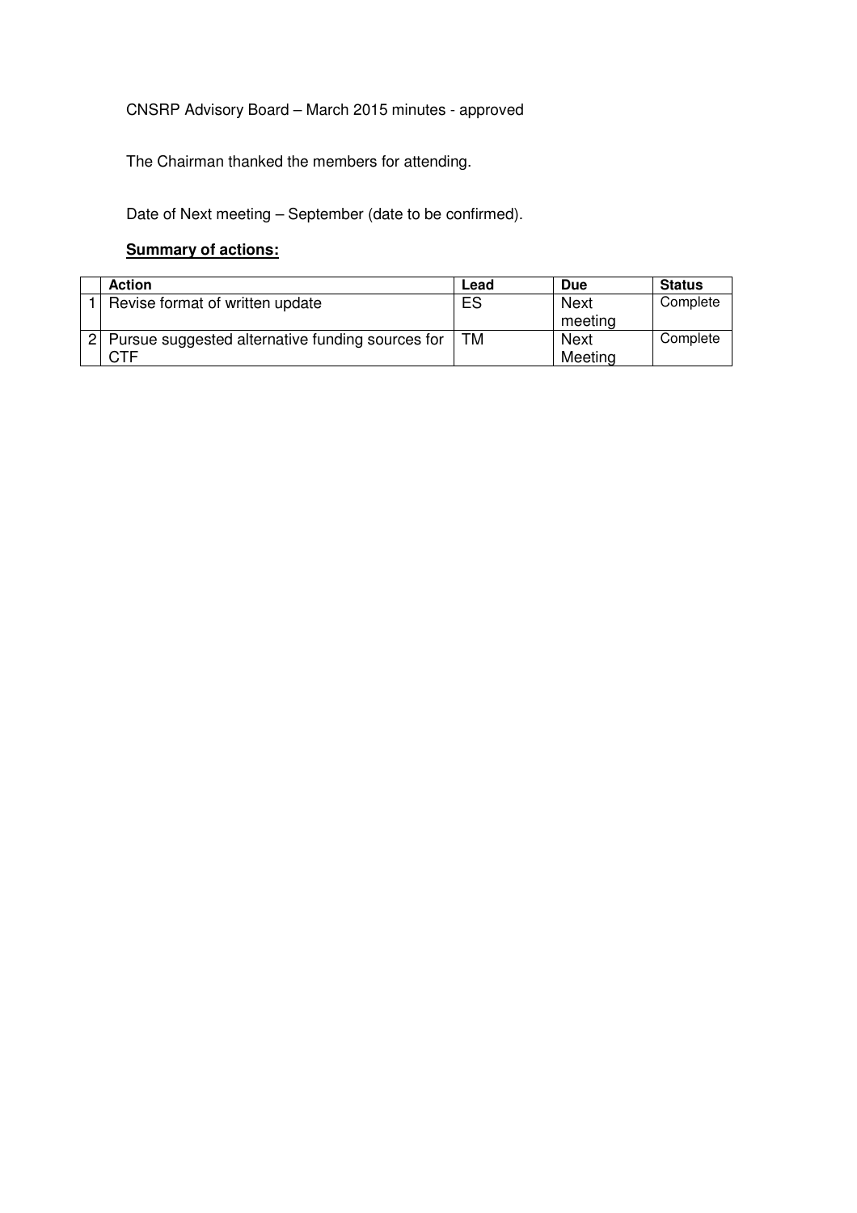CNSRP Advisory Board – March 2015 minutes - approved

The Chairman thanked the members for attending.

Date of Next meeting – September (date to be confirmed).

**Summary of actions:**

| | Action | Lead | Due | Status |
|---|---|---|---|---|
| 1 | Revise format of written update | ES | Next meeting | Complete |
| 2 | Pursue suggested alternative funding sources for CTF | TM | Next Meeting | Complete |